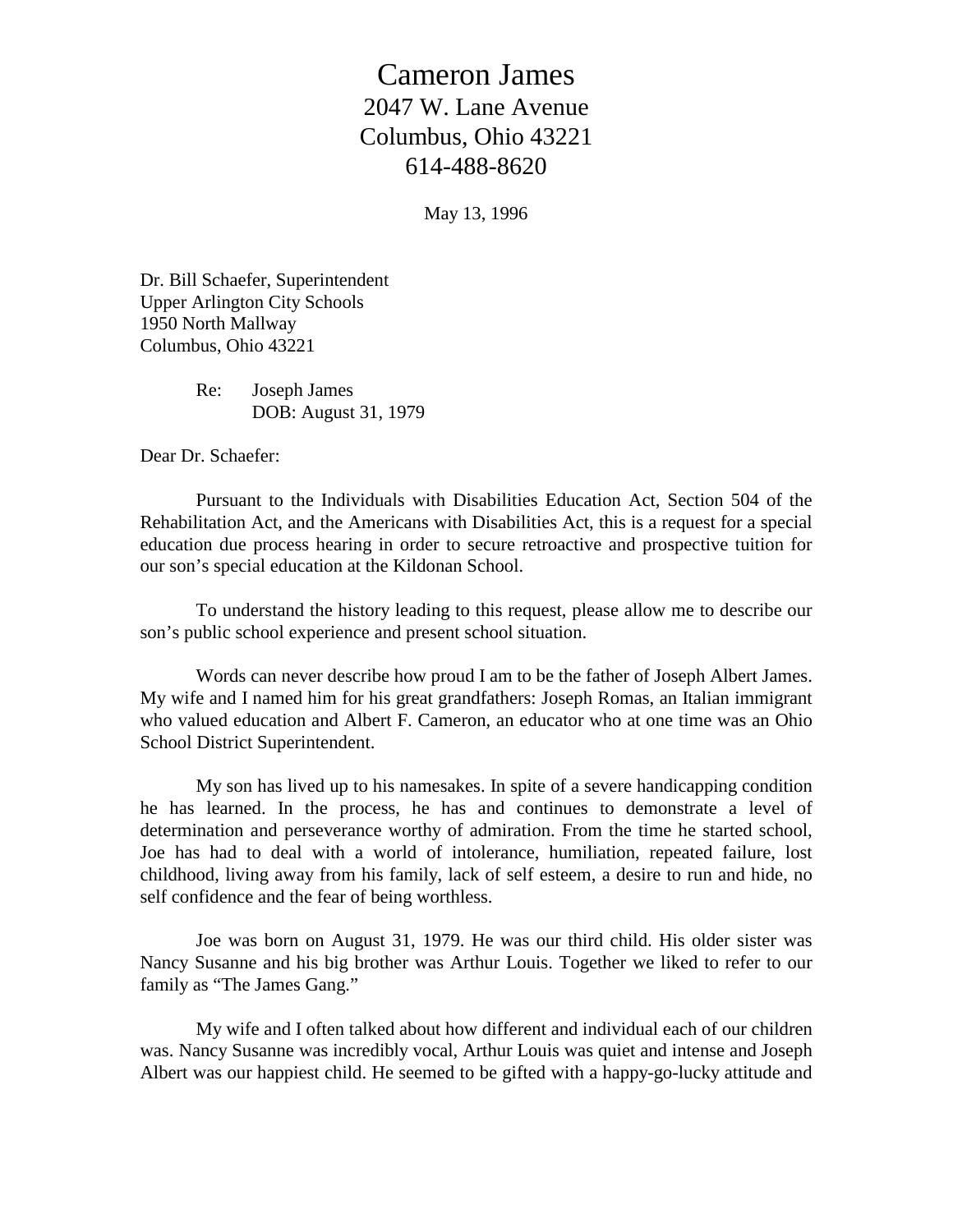# Cameron James
2047 W. Lane Avenue
Columbus, Ohio 43221
614-488-8620

May 13, 1996

Dr. Bill Schaefer, Superintendent
Upper Arlington City Schools
1950 North Mallway
Columbus, Ohio 43221

Re: Joseph James
DOB: August 31, 1979

Dear Dr. Schaefer:

Pursuant to the Individuals with Disabilities Education Act, Section 504 of the Rehabilitation Act, and the Americans with Disabilities Act, this is a request for a special education due process hearing in order to secure retroactive and prospective tuition for our son's special education at the Kildonan School.

To understand the history leading to this request, please allow me to describe our son's public school experience and present school situation.

Words can never describe how proud I am to be the father of Joseph Albert James. My wife and I named him for his great grandfathers: Joseph Romas, an Italian immigrant who valued education and Albert F. Cameron, an educator who at one time was an Ohio School District Superintendent.

My son has lived up to his namesakes. In spite of a severe handicapping condition he has learned. In the process, he has and continues to demonstrate a level of determination and perseverance worthy of admiration. From the time he started school, Joe has had to deal with a world of intolerance, humiliation, repeated failure, lost childhood, living away from his family, lack of self esteem, a desire to run and hide, no self confidence and the fear of being worthless.

Joe was born on August 31, 1979. He was our third child. His older sister was Nancy Susanne and his big brother was Arthur Louis. Together we liked to refer to our family as "The James Gang."

My wife and I often talked about how different and individual each of our children was. Nancy Susanne was incredibly vocal, Arthur Louis was quiet and intense and Joseph Albert was our happiest child. He seemed to be gifted with a happy-go-lucky attitude and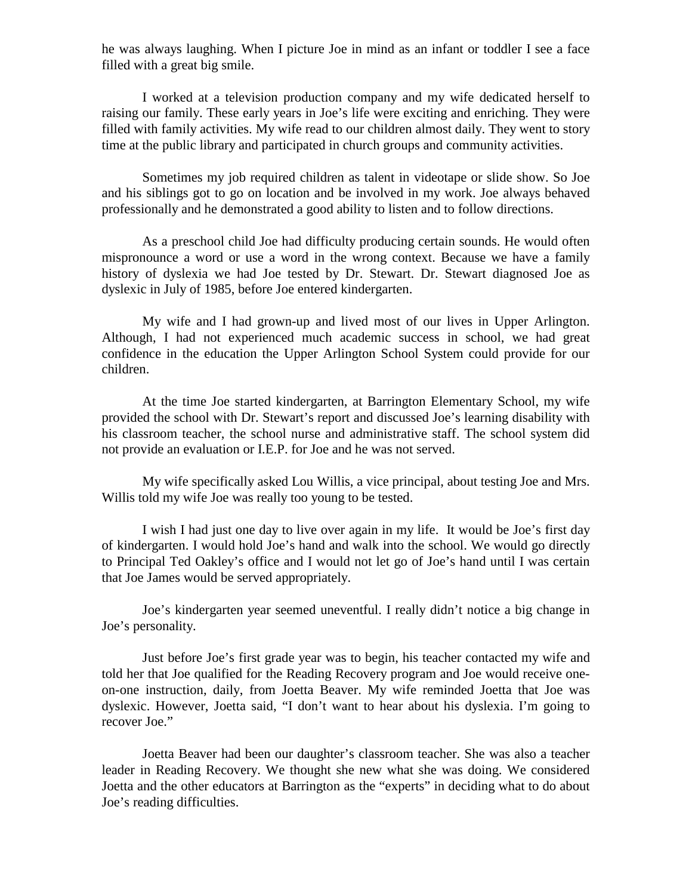he was always laughing. When I picture Joe in mind as an infant or toddler I see a face filled with a great big smile.

I worked at a television production company and my wife dedicated herself to raising our family. These early years in Joe's life were exciting and enriching. They were filled with family activities. My wife read to our children almost daily. They went to story time at the public library and participated in church groups and community activities.

Sometimes my job required children as talent in videotape or slide show. So Joe and his siblings got to go on location and be involved in my work. Joe always behaved professionally and he demonstrated a good ability to listen and to follow directions.

As a preschool child Joe had difficulty producing certain sounds. He would often mispronounce a word or use a word in the wrong context. Because we have a family history of dyslexia we had Joe tested by Dr. Stewart. Dr. Stewart diagnosed Joe as dyslexic in July of 1985, before Joe entered kindergarten.

My wife and I had grown-up and lived most of our lives in Upper Arlington. Although, I had not experienced much academic success in school, we had great confidence in the education the Upper Arlington School System could provide for our children.

At the time Joe started kindergarten, at Barrington Elementary School, my wife provided the school with Dr. Stewart's report and discussed Joe's learning disability with his classroom teacher, the school nurse and administrative staff. The school system did not provide an evaluation or I.E.P. for Joe and he was not served.

My wife specifically asked Lou Willis, a vice principal, about testing Joe and Mrs. Willis told my wife Joe was really too young to be tested.

I wish I had just one day to live over again in my life. It would be Joe's first day of kindergarten. I would hold Joe's hand and walk into the school. We would go directly to Principal Ted Oakley's office and I would not let go of Joe's hand until I was certain that Joe James would be served appropriately.

Joe's kindergarten year seemed uneventful. I really didn't notice a big change in Joe's personality.

Just before Joe's first grade year was to begin, his teacher contacted my wife and told her that Joe qualified for the Reading Recovery program and Joe would receive one-on-one instruction, daily, from Joetta Beaver. My wife reminded Joetta that Joe was dyslexic. However, Joetta said, "I don't want to hear about his dyslexia. I'm going to recover Joe."

Joetta Beaver had been our daughter's classroom teacher. She was also a teacher leader in Reading Recovery. We thought she new what she was doing. We considered Joetta and the other educators at Barrington as the "experts" in deciding what to do about Joe's reading difficulties.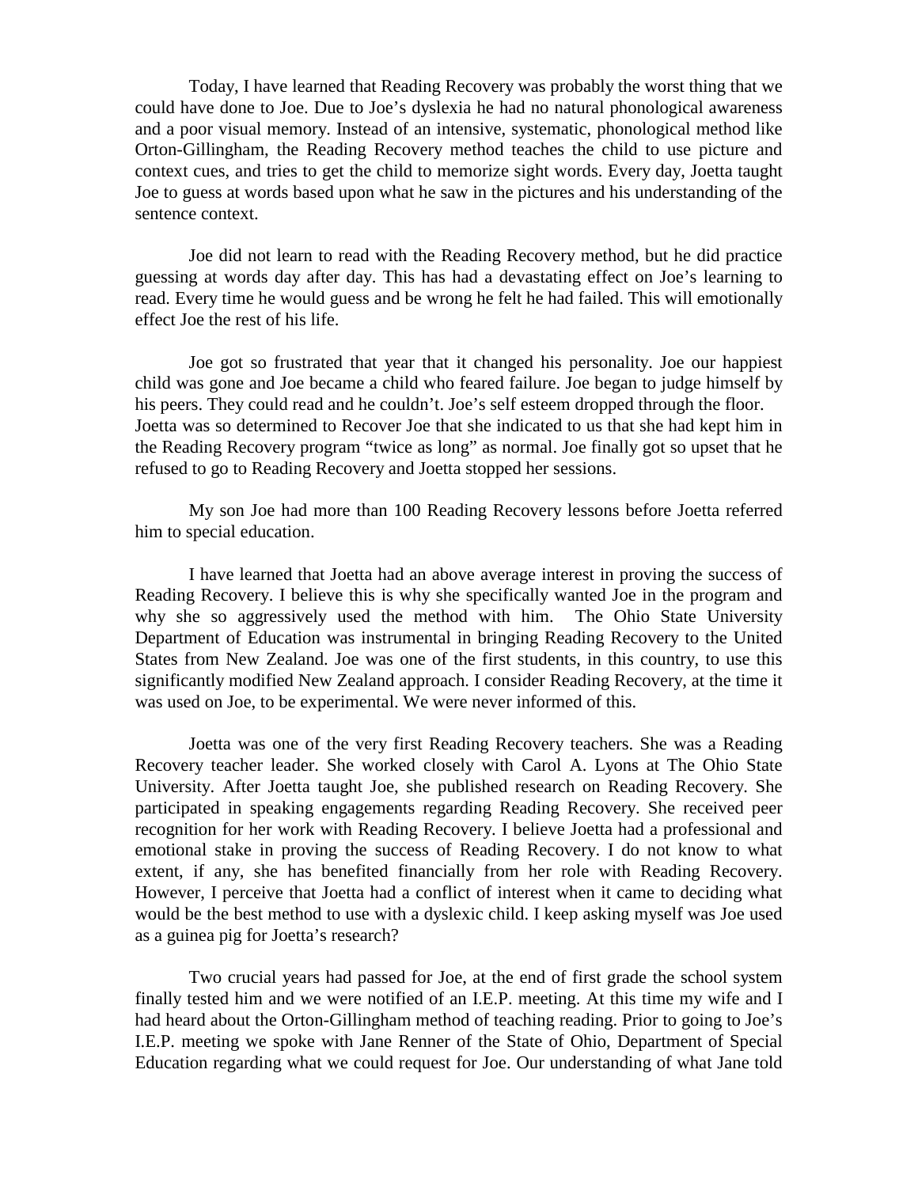Today, I have learned that Reading Recovery was probably the worst thing that we could have done to Joe. Due to Joe's dyslexia he had no natural phonological awareness and a poor visual memory. Instead of an intensive, systematic, phonological method like Orton-Gillingham, the Reading Recovery method teaches the child to use picture and context cues, and tries to get the child to memorize sight words. Every day, Joetta taught Joe to guess at words based upon what he saw in the pictures and his understanding of the sentence context.

Joe did not learn to read with the Reading Recovery method, but he did practice guessing at words day after day. This has had a devastating effect on Joe's learning to read. Every time he would guess and be wrong he felt he had failed. This will emotionally effect Joe the rest of his life.

Joe got so frustrated that year that it changed his personality. Joe our happiest child was gone and Joe became a child who feared failure. Joe began to judge himself by his peers. They could read and he couldn't. Joe's self esteem dropped through the floor. Joetta was so determined to Recover Joe that she indicated to us that she had kept him in the Reading Recovery program "twice as long" as normal. Joe finally got so upset that he refused to go to Reading Recovery and Joetta stopped her sessions.

My son Joe had more than 100 Reading Recovery lessons before Joetta referred him to special education.

I have learned that Joetta had an above average interest in proving the success of Reading Recovery. I believe this is why she specifically wanted Joe in the program and why she so aggressively used the method with him. The Ohio State University Department of Education was instrumental in bringing Reading Recovery to the United States from New Zealand. Joe was one of the first students, in this country, to use this significantly modified New Zealand approach. I consider Reading Recovery, at the time it was used on Joe, to be experimental. We were never informed of this.

Joetta was one of the very first Reading Recovery teachers. She was a Reading Recovery teacher leader. She worked closely with Carol A. Lyons at The Ohio State University. After Joetta taught Joe, she published research on Reading Recovery. She participated in speaking engagements regarding Reading Recovery. She received peer recognition for her work with Reading Recovery. I believe Joetta had a professional and emotional stake in proving the success of Reading Recovery. I do not know to what extent, if any, she has benefited financially from her role with Reading Recovery. However, I perceive that Joetta had a conflict of interest when it came to deciding what would be the best method to use with a dyslexic child. I keep asking myself was Joe used as a guinea pig for Joetta's research?

Two crucial years had passed for Joe, at the end of first grade the school system finally tested him and we were notified of an I.E.P. meeting. At this time my wife and I had heard about the Orton-Gillingham method of teaching reading. Prior to going to Joe's I.E.P. meeting we spoke with Jane Renner of the State of Ohio, Department of Special Education regarding what we could request for Joe. Our understanding of what Jane told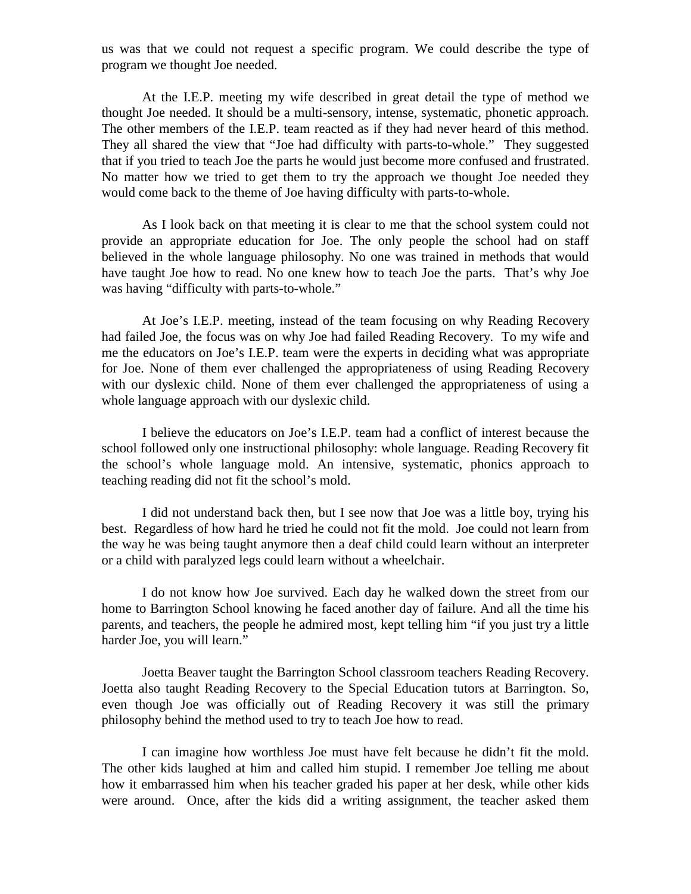us was that we could not request a specific program. We could describe the type of program we thought Joe needed.

At the I.E.P. meeting my wife described in great detail the type of method we thought Joe needed. It should be a multi-sensory, intense, systematic, phonetic approach. The other members of the I.E.P. team reacted as if they had never heard of this method. They all shared the view that "Joe had difficulty with parts-to-whole." They suggested that if you tried to teach Joe the parts he would just become more confused and frustrated. No matter how we tried to get them to try the approach we thought Joe needed they would come back to the theme of Joe having difficulty with parts-to-whole.

As I look back on that meeting it is clear to me that the school system could not provide an appropriate education for Joe. The only people the school had on staff believed in the whole language philosophy. No one was trained in methods that would have taught Joe how to read. No one knew how to teach Joe the parts. That's why Joe was having "difficulty with parts-to-whole."

At Joe's I.E.P. meeting, instead of the team focusing on why Reading Recovery had failed Joe, the focus was on why Joe had failed Reading Recovery. To my wife and me the educators on Joe's I.E.P. team were the experts in deciding what was appropriate for Joe. None of them ever challenged the appropriateness of using Reading Recovery with our dyslexic child. None of them ever challenged the appropriateness of using a whole language approach with our dyslexic child.

I believe the educators on Joe's I.E.P. team had a conflict of interest because the school followed only one instructional philosophy: whole language. Reading Recovery fit the school's whole language mold. An intensive, systematic, phonics approach to teaching reading did not fit the school's mold.

I did not understand back then, but I see now that Joe was a little boy, trying his best. Regardless of how hard he tried he could not fit the mold. Joe could not learn from the way he was being taught anymore then a deaf child could learn without an interpreter or a child with paralyzed legs could learn without a wheelchair.

I do not know how Joe survived. Each day he walked down the street from our home to Barrington School knowing he faced another day of failure. And all the time his parents, and teachers, the people he admired most, kept telling him "if you just try a little harder Joe, you will learn."

Joetta Beaver taught the Barrington School classroom teachers Reading Recovery. Joetta also taught Reading Recovery to the Special Education tutors at Barrington. So, even though Joe was officially out of Reading Recovery it was still the primary philosophy behind the method used to try to teach Joe how to read.

I can imagine how worthless Joe must have felt because he didn't fit the mold. The other kids laughed at him and called him stupid. I remember Joe telling me about how it embarrassed him when his teacher graded his paper at her desk, while other kids were around. Once, after the kids did a writing assignment, the teacher asked them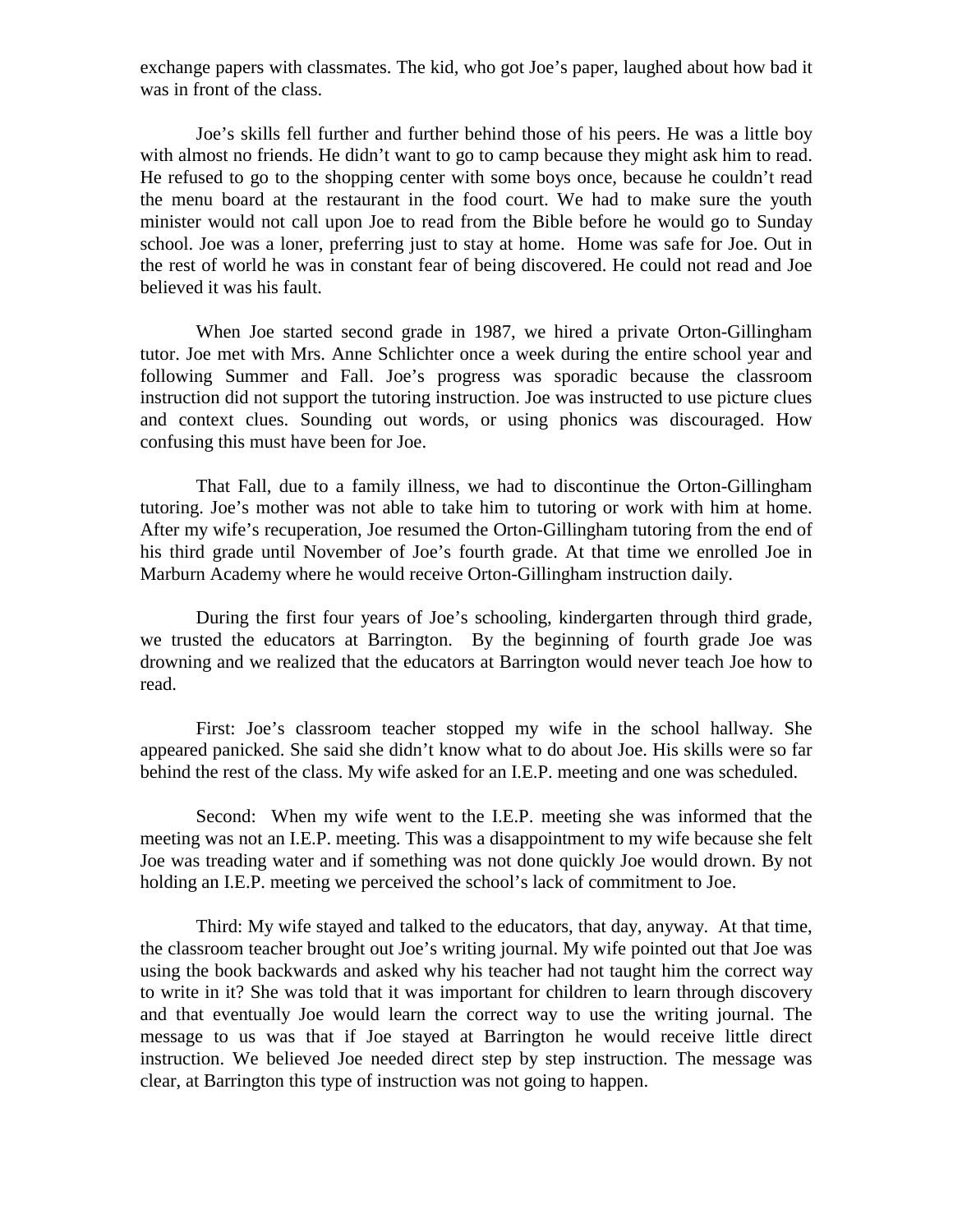exchange papers with classmates. The kid, who got Joe's paper, laughed about how bad it was in front of the class.

Joe's skills fell further and further behind those of his peers. He was a little boy with almost no friends. He didn't want to go to camp because they might ask him to read. He refused to go to the shopping center with some boys once, because he couldn't read the menu board at the restaurant in the food court. We had to make sure the youth minister would not call upon Joe to read from the Bible before he would go to Sunday school. Joe was a loner, preferring just to stay at home. Home was safe for Joe. Out in the rest of world he was in constant fear of being discovered. He could not read and Joe believed it was his fault.

When Joe started second grade in 1987, we hired a private Orton-Gillingham tutor. Joe met with Mrs. Anne Schlichter once a week during the entire school year and following Summer and Fall. Joe's progress was sporadic because the classroom instruction did not support the tutoring instruction. Joe was instructed to use picture clues and context clues. Sounding out words, or using phonics was discouraged. How confusing this must have been for Joe.

That Fall, due to a family illness, we had to discontinue the Orton-Gillingham tutoring. Joe's mother was not able to take him to tutoring or work with him at home. After my wife's recuperation, Joe resumed the Orton-Gillingham tutoring from the end of his third grade until November of Joe's fourth grade. At that time we enrolled Joe in Marburn Academy where he would receive Orton-Gillingham instruction daily.

During the first four years of Joe's schooling, kindergarten through third grade, we trusted the educators at Barrington. By the beginning of fourth grade Joe was drowning and we realized that the educators at Barrington would never teach Joe how to read.

First: Joe's classroom teacher stopped my wife in the school hallway. She appeared panicked. She said she didn't know what to do about Joe. His skills were so far behind the rest of the class. My wife asked for an I.E.P. meeting and one was scheduled.

Second: When my wife went to the I.E.P. meeting she was informed that the meeting was not an I.E.P. meeting. This was a disappointment to my wife because she felt Joe was treading water and if something was not done quickly Joe would drown. By not holding an I.E.P. meeting we perceived the school's lack of commitment to Joe.

Third: My wife stayed and talked to the educators, that day, anyway. At that time, the classroom teacher brought out Joe's writing journal. My wife pointed out that Joe was using the book backwards and asked why his teacher had not taught him the correct way to write in it? She was told that it was important for children to learn through discovery and that eventually Joe would learn the correct way to use the writing journal. The message to us was that if Joe stayed at Barrington he would receive little direct instruction. We believed Joe needed direct step by step instruction. The message was clear, at Barrington this type of instruction was not going to happen.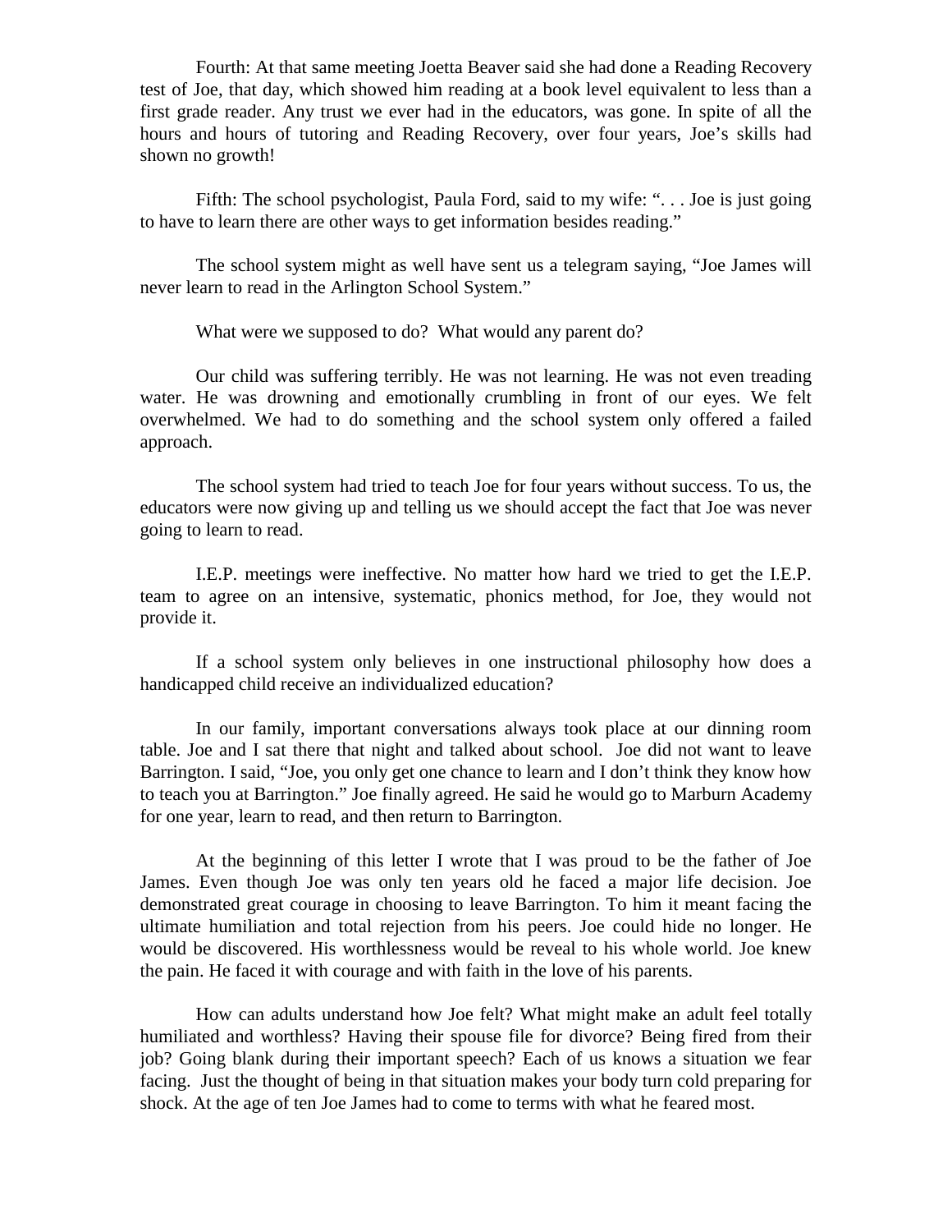Fourth: At that same meeting Joetta Beaver said she had done a Reading Recovery test of Joe, that day, which showed him reading at a book level equivalent to less than a first grade reader. Any trust we ever had in the educators, was gone. In spite of all the hours and hours of tutoring and Reading Recovery, over four years, Joe's skills had shown no growth!

Fifth: The school psychologist, Paula Ford, said to my wife: ". . . Joe is just going to have to learn there are other ways to get information besides reading."

The school system might as well have sent us a telegram saying, "Joe James will never learn to read in the Arlington School System."

What were we supposed to do? What would any parent do?

Our child was suffering terribly. He was not learning. He was not even treading water. He was drowning and emotionally crumbling in front of our eyes. We felt overwhelmed. We had to do something and the school system only offered a failed approach.

The school system had tried to teach Joe for four years without success. To us, the educators were now giving up and telling us we should accept the fact that Joe was never going to learn to read.

I.E.P. meetings were ineffective. No matter how hard we tried to get the I.E.P. team to agree on an intensive, systematic, phonics method, for Joe, they would not provide it.

If a school system only believes in one instructional philosophy how does a handicapped child receive an individualized education?

In our family, important conversations always took place at our dinning room table. Joe and I sat there that night and talked about school. Joe did not want to leave Barrington. I said, "Joe, you only get one chance to learn and I don't think they know how to teach you at Barrington." Joe finally agreed. He said he would go to Marburn Academy for one year, learn to read, and then return to Barrington.

At the beginning of this letter I wrote that I was proud to be the father of Joe James. Even though Joe was only ten years old he faced a major life decision. Joe demonstrated great courage in choosing to leave Barrington. To him it meant facing the ultimate humiliation and total rejection from his peers. Joe could hide no longer. He would be discovered. His worthlessness would be reveal to his whole world. Joe knew the pain. He faced it with courage and with faith in the love of his parents.

How can adults understand how Joe felt? What might make an adult feel totally humiliated and worthless? Having their spouse file for divorce? Being fired from their job? Going blank during their important speech? Each of us knows a situation we fear facing. Just the thought of being in that situation makes your body turn cold preparing for shock. At the age of ten Joe James had to come to terms with what he feared most.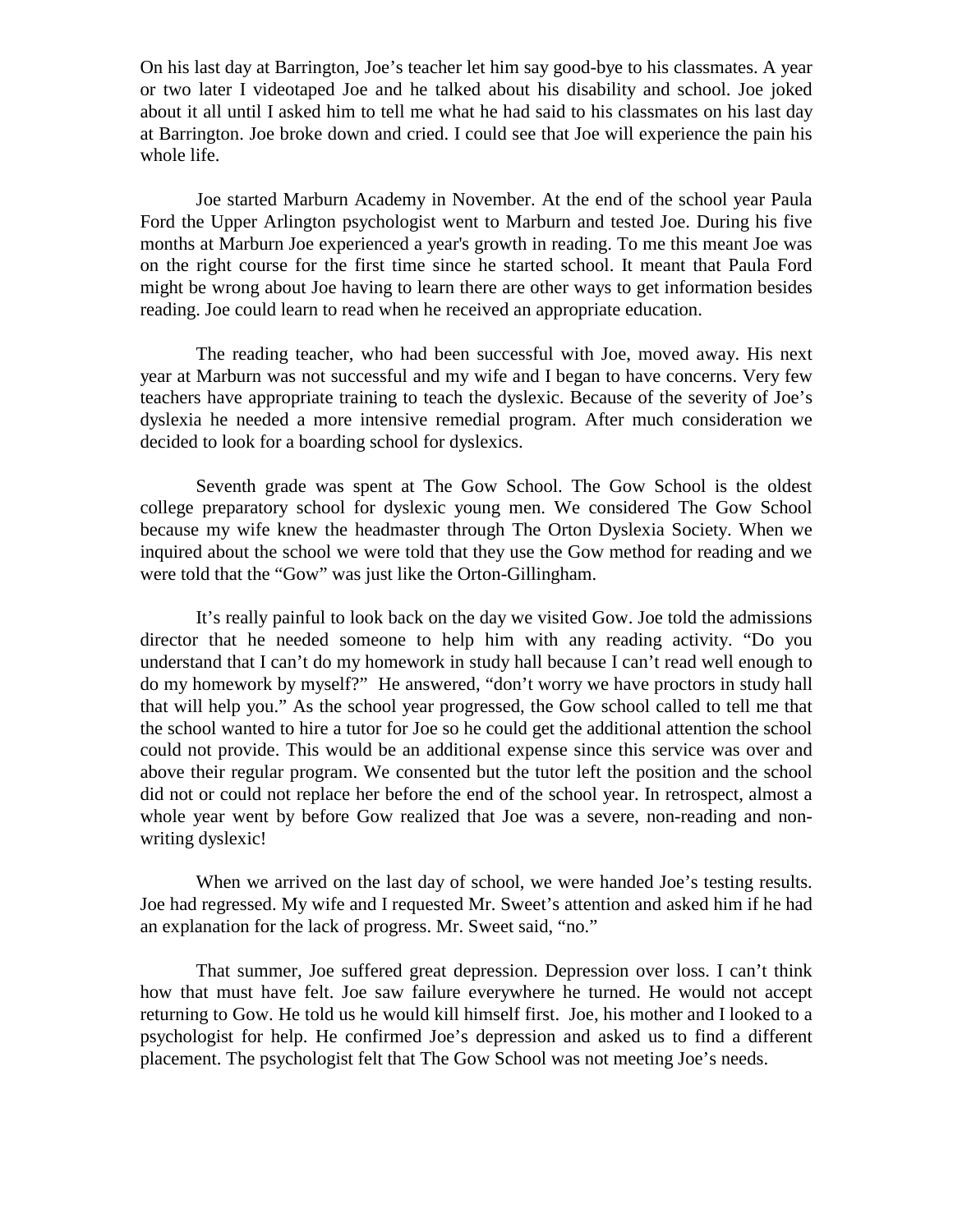On his last day at Barrington, Joe's teacher let him say good-bye to his classmates. A year or two later I videotaped Joe and he talked about his disability and school. Joe joked about it all until I asked him to tell me what he had said to his classmates on his last day at Barrington. Joe broke down and cried. I could see that Joe will experience the pain his whole life.

Joe started Marburn Academy in November. At the end of the school year Paula Ford the Upper Arlington psychologist went to Marburn and tested Joe. During his five months at Marburn Joe experienced a year's growth in reading. To me this meant Joe was on the right course for the first time since he started school. It meant that Paula Ford might be wrong about Joe having to learn there are other ways to get information besides reading. Joe could learn to read when he received an appropriate education.

The reading teacher, who had been successful with Joe, moved away. His next year at Marburn was not successful and my wife and I began to have concerns. Very few teachers have appropriate training to teach the dyslexic. Because of the severity of Joe's dyslexia he needed a more intensive remedial program. After much consideration we decided to look for a boarding school for dyslexics.

Seventh grade was spent at The Gow School. The Gow School is the oldest college preparatory school for dyslexic young men. We considered The Gow School because my wife knew the headmaster through The Orton Dyslexia Society. When we inquired about the school we were told that they use the Gow method for reading and we were told that the "Gow" was just like the Orton-Gillingham.

It's really painful to look back on the day we visited Gow. Joe told the admissions director that he needed someone to help him with any reading activity. "Do you understand that I can't do my homework in study hall because I can't read well enough to do my homework by myself?" He answered, "don't worry we have proctors in study hall that will help you." As the school year progressed, the Gow school called to tell me that the school wanted to hire a tutor for Joe so he could get the additional attention the school could not provide. This would be an additional expense since this service was over and above their regular program. We consented but the tutor left the position and the school did not or could not replace her before the end of the school year. In retrospect, almost a whole year went by before Gow realized that Joe was a severe, non-reading and non-writing dyslexic!

When we arrived on the last day of school, we were handed Joe's testing results. Joe had regressed. My wife and I requested Mr. Sweet's attention and asked him if he had an explanation for the lack of progress. Mr. Sweet said, "no."

That summer, Joe suffered great depression. Depression over loss. I can't think how that must have felt. Joe saw failure everywhere he turned. He would not accept returning to Gow. He told us he would kill himself first. Joe, his mother and I looked to a psychologist for help. He confirmed Joe's depression and asked us to find a different placement. The psychologist felt that The Gow School was not meeting Joe's needs.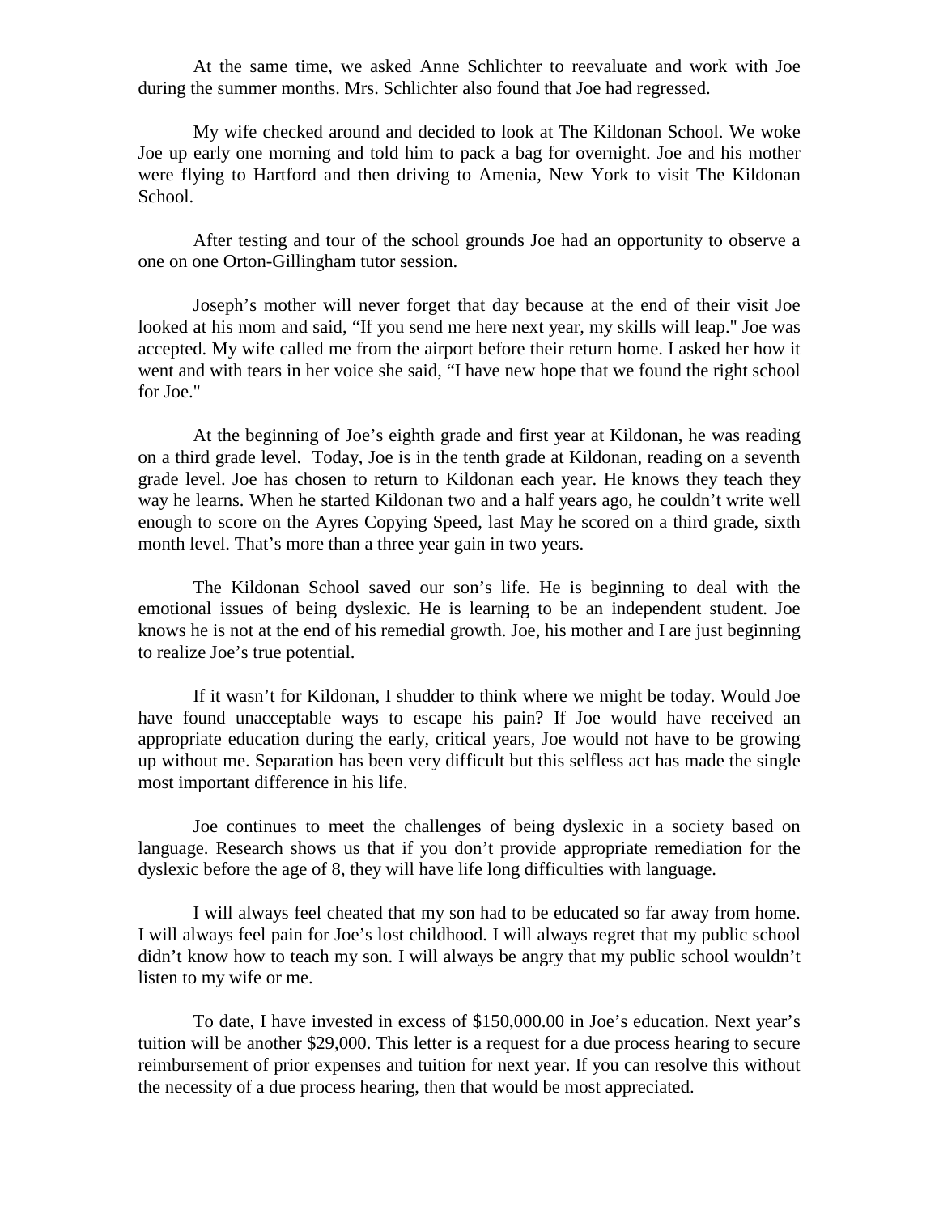At the same time, we asked Anne Schlichter to reevaluate and work with Joe during the summer months. Mrs. Schlichter also found that Joe had regressed.

My wife checked around and decided to look at The Kildonan School. We woke Joe up early one morning and told him to pack a bag for overnight. Joe and his mother were flying to Hartford and then driving to Amenia, New York to visit The Kildonan School.

After testing and tour of the school grounds Joe had an opportunity to observe a one on one Orton-Gillingham tutor session.

Joseph's mother will never forget that day because at the end of their visit Joe looked at his mom and said, "If you send me here next year, my skills will leap." Joe was accepted. My wife called me from the airport before their return home. I asked her how it went and with tears in her voice she said, "I have new hope that we found the right school for Joe."

At the beginning of Joe's eighth grade and first year at Kildonan, he was reading on a third grade level. Today, Joe is in the tenth grade at Kildonan, reading on a seventh grade level. Joe has chosen to return to Kildonan each year. He knows they teach they way he learns. When he started Kildonan two and a half years ago, he couldn't write well enough to score on the Ayres Copying Speed, last May he scored on a third grade, sixth month level. That's more than a three year gain in two years.

The Kildonan School saved our son's life. He is beginning to deal with the emotional issues of being dyslexic. He is learning to be an independent student. Joe knows he is not at the end of his remedial growth. Joe, his mother and I are just beginning to realize Joe's true potential.

If it wasn't for Kildonan, I shudder to think where we might be today. Would Joe have found unacceptable ways to escape his pain? If Joe would have received an appropriate education during the early, critical years, Joe would not have to be growing up without me. Separation has been very difficult but this selfless act has made the single most important difference in his life.

Joe continues to meet the challenges of being dyslexic in a society based on language. Research shows us that if you don't provide appropriate remediation for the dyslexic before the age of 8, they will have life long difficulties with language.

I will always feel cheated that my son had to be educated so far away from home. I will always feel pain for Joe's lost childhood. I will always regret that my public school didn't know how to teach my son. I will always be angry that my public school wouldn't listen to my wife or me.

To date, I have invested in excess of $150,000.00 in Joe's education. Next year's tuition will be another $29,000. This letter is a request for a due process hearing to secure reimbursement of prior expenses and tuition for next year. If you can resolve this without the necessity of a due process hearing, then that would be most appreciated.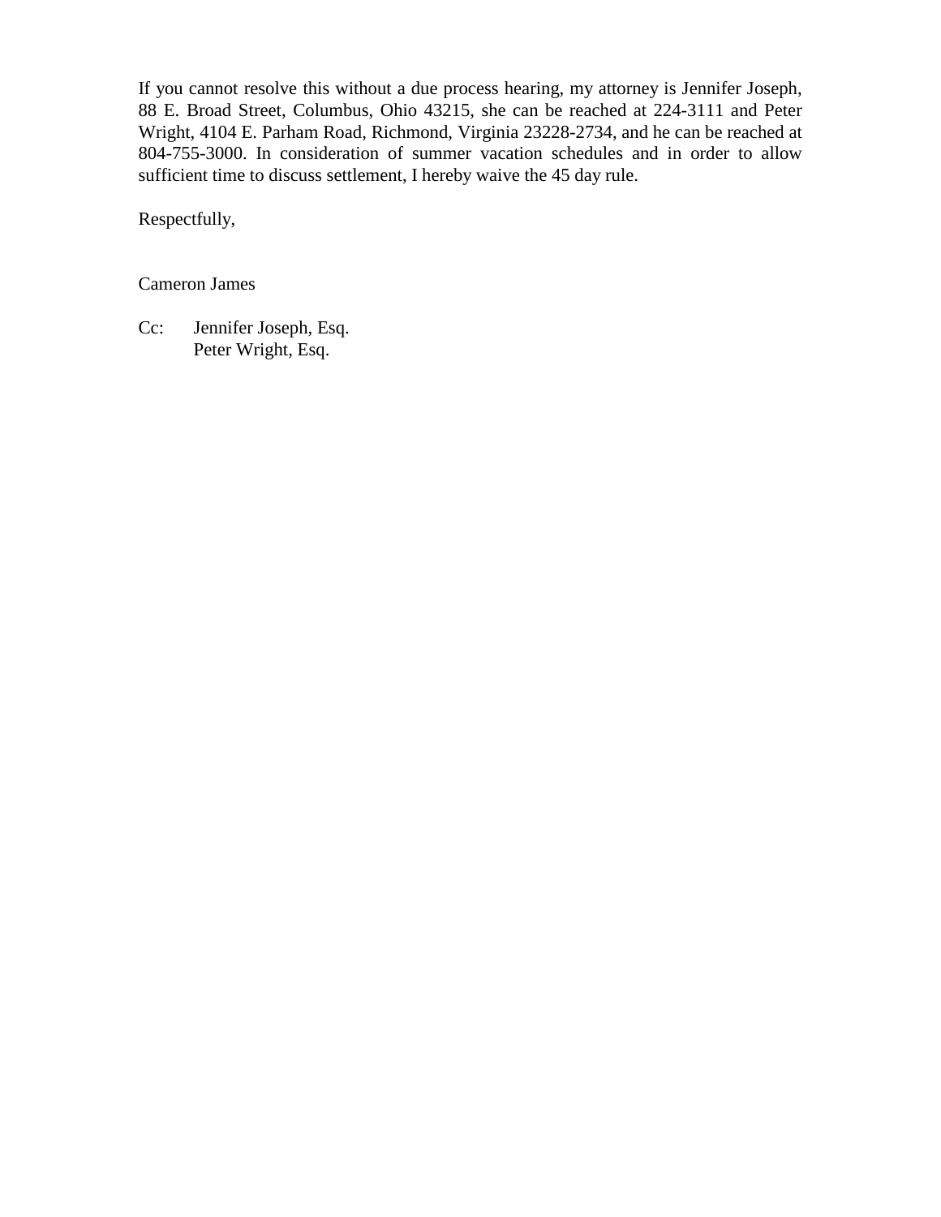If you cannot resolve this without a due process hearing, my attorney is Jennifer Joseph, 88 E. Broad Street, Columbus, Ohio 43215, she can be reached at 224-3111 and Peter Wright, 4104 E. Parham Road, Richmond, Virginia 23228-2734, and he can be reached at 804-755-3000. In consideration of summer vacation schedules and in order to allow sufficient time to discuss settlement, I hereby waive the 45 day rule.

Respectfully,

Cameron James

Cc: Jennifer Joseph, Esq.
Peter Wright, Esq.